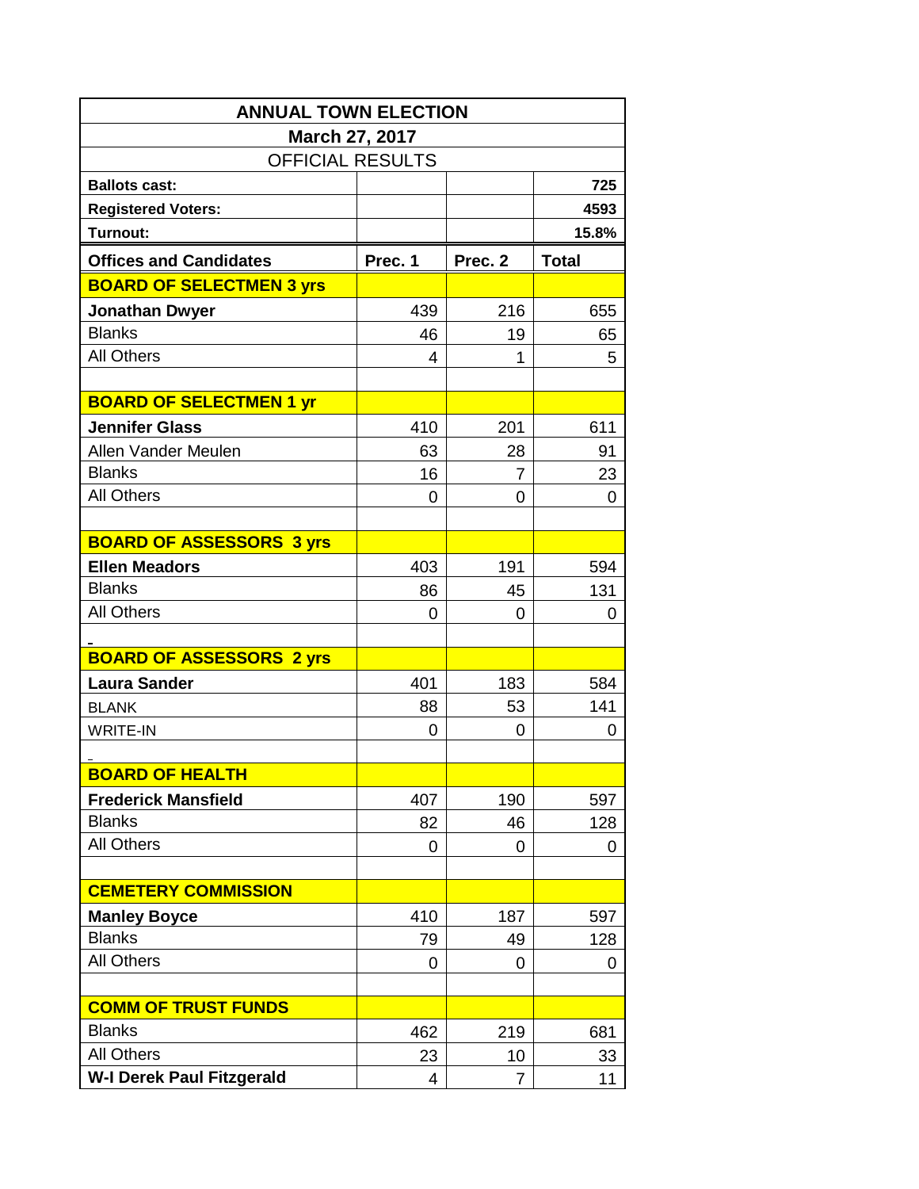| ANNUAL TOWN ELECTION | | | |
|---|---|---|---|
| **March 27, 2017** | | | |
| OFFICIAL RESULTS | | | |
| **Ballots cast:** | | | **725** |
| **Registered Voters:** | | | **4593** |
| **Turnout:** | | | **15.8%** |
| **Offices and Candidates** | **Prec. 1** | **Prec. 2** | **Total** |
| **BOARD OF SELECTMEN 3 yrs** | | | |
| **Jonathan Dwyer** | 439 | 216 | 655 |
| Blanks | 46 | 19 | 65 |
| All Others | 4 | 1 | 5 |
| | | | |
| **BOARD OF SELECTMEN 1 yr** | | | |
| **Jennifer Glass** | 410 | 201 | 611 |
| Allen Vander Meulen | 63 | 28 | 91 |
| Blanks | 16 | 7 | 23 |
| All Others | 0 | 0 | 0 |
| | | | |
| **BOARD OF ASSESSORS 3 yrs** | | | |
| **Ellen Meadors** | 403 | 191 | 594 |
| Blanks | 86 | 45 | 131 |
| All Others | 0 | 0 | 0 |
| | | | |
| **BOARD OF ASSESSORS 2 yrs** | | | |
| **Laura Sander** | 401 | 183 | 584 |
| BLANK | 88 | 53 | 141 |
| WRITE-IN | 0 | 0 | 0 |
| | | | |
| **BOARD OF HEALTH** | | | |
| **Frederick Mansfield** | 407 | 190 | 597 |
| Blanks | 82 | 46 | 128 |
| All Others | 0 | 0 | 0 |
| | | | |
| **CEMETERY COMMISSION** | | | |
| **Manley Boyce** | 410 | 187 | 597 |
| Blanks | 79 | 49 | 128 |
| All Others | 0 | 0 | 0 |
| | | | |
| **COMM OF TRUST FUNDS** | | | |
| Blanks | 462 | 219 | 681 |
| All Others | 23 | 10 | 33 |
| **W-I Derek Paul Fitzgerald** | 4 | 7 | 11 |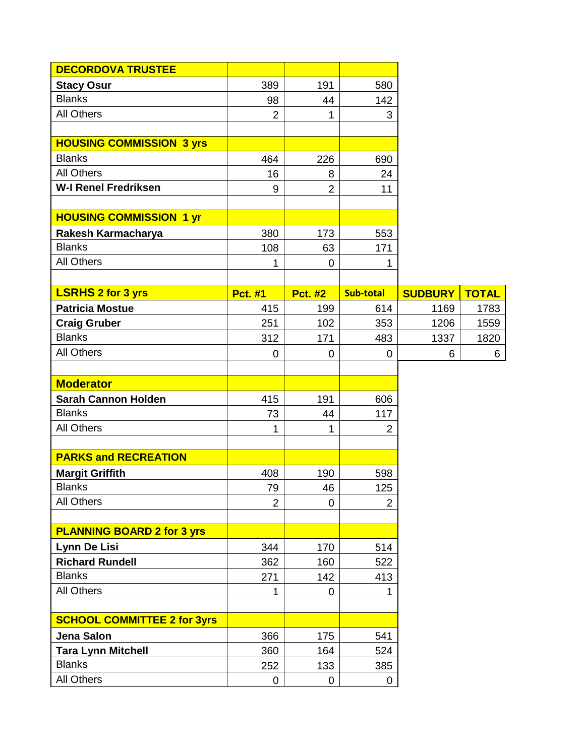| DECORDOVA TRUSTEE | | | | | |
|---|---|---|---|---|---|
| **Stacy Osur** | 389 | 191 | 580 | | |
| Blanks | 98 | 44 | 142 | | |
| All Others | 2 | 1 | 3 | | |
| | | | | | |
| **HOUSING COMMISSION 3 yrs** | | | | | |
| Blanks | 464 | 226 | 690 | | |
| All Others | 16 | 8 | 24 | | |
| **W-I Renel Fredriksen** | 9 | 2 | 11 | | |
| | | | | | |
| **HOUSING COMMISSION 1 yr** | | | | | |
| **Rakesh Karmacharya** | 380 | 173 | 553 | | |
| Blanks | 108 | 63 | 171 | | |
| All Others | 1 | 0 | 1 | | |
| | | | | | |
| **LSRHS 2 for 3 yrs** | **Pct. #1** | **Pct. #2** | **Sub-total** | **SUDBURY** | **TOTAL** |
| **Patricia Mostue** | 415 | 199 | 614 | 1169 | 1783 |
| **Craig Gruber** | 251 | 102 | 353 | 1206 | 1559 |
| Blanks | 312 | 171 | 483 | 1337 | 1820 |
| All Others | 0 | 0 | 0 | 6 | 6 |
| | | | | | |
| **Moderator** | | | | | |
| **Sarah Cannon Holden** | 415 | 191 | 606 | | |
| Blanks | 73 | 44 | 117 | | |
| All Others | 1 | 1 | 2 | | |
| | | | | | |
| **PARKS and RECREATION** | | | | | |
| **Margit Griffith** | 408 | 190 | 598 | | |
| Blanks | 79 | 46 | 125 | | |
| All Others | 2 | 0 | 2 | | |
| | | | | | |
| **PLANNING BOARD 2 for 3 yrs** | | | | | |
| **Lynn De Lisi** | 344 | 170 | 514 | | |
| **Richard Rundell** | 362 | 160 | 522 | | |
| Blanks | 271 | 142 | 413 | | |
| All Others | 1 | 0 | 1 | | |
| | | | | | |
| **SCHOOL COMMITTEE 2 for 3yrs** | | | | | |
| **Jena Salon** | 366 | 175 | 541 | | |
| **Tara Lynn Mitchell** | 360 | 164 | 524 | | |
| Blanks | 252 | 133 | 385 | | |
| All Others | 0 | 0 | 0 | | |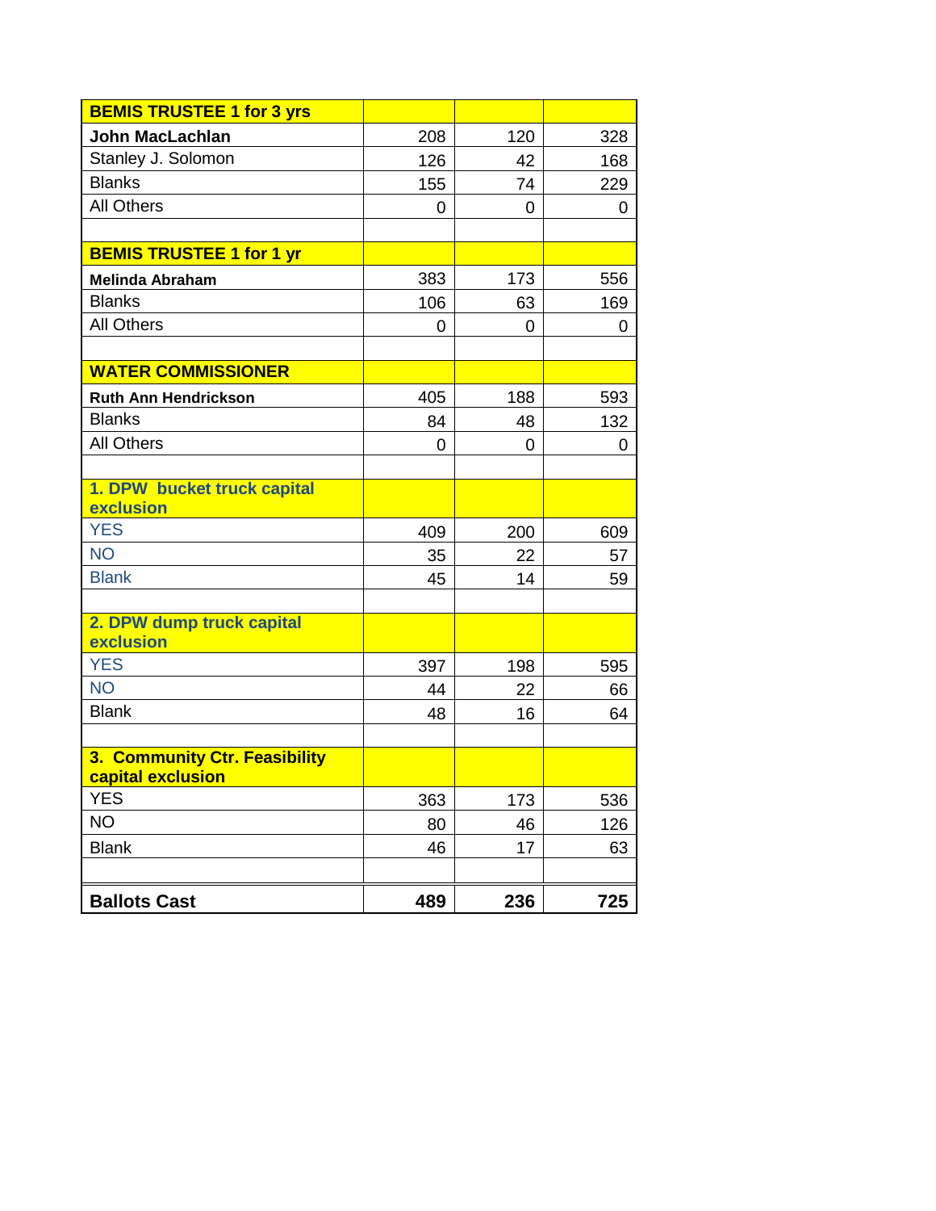| | | | |
|---|---|---|---|
| **BEMIS TRUSTEE 1 for 3 yrs** | | | |
| **John MacLachlan** | 208 | 120 | 328 |
| Stanley J. Solomon | 126 | 42 | 168 |
| Blanks | 155 | 74 | 229 |
| All Others | 0 | 0 | 0 |
| | | | |
| **BEMIS TRUSTEE 1 for 1 yr** | | | |
| **Melinda Abraham** | 383 | 173 | 556 |
| Blanks | 106 | 63 | 169 |
| All Others | 0 | 0 | 0 |
| | | | |
| **WATER COMMISSIONER** | | | |
| **Ruth Ann Hendrickson** | 405 | 188 | 593 |
| Blanks | 84 | 48 | 132 |
| All Others | 0 | 0 | 0 |
| | | | |
| **1. DPW bucket truck capital exclusion** | | | |
| YES | 409 | 200 | 609 |
| NO | 35 | 22 | 57 |
| Blank | 45 | 14 | 59 |
| | | | |
| **2. DPW dump truck capital exclusion** | | | |
| YES | 397 | 198 | 595 |
| NO | 44 | 22 | 66 |
| Blank | 48 | 16 | 64 |
| | | | |
| **3. Community Ctr. Feasibility capital exclusion** | | | |
| YES | 363 | 173 | 536 |
| NO | 80 | 46 | 126 |
| Blank | 46 | 17 | 63 |
| | | | |
| **Ballots Cast** | **489** | **236** | **725** |